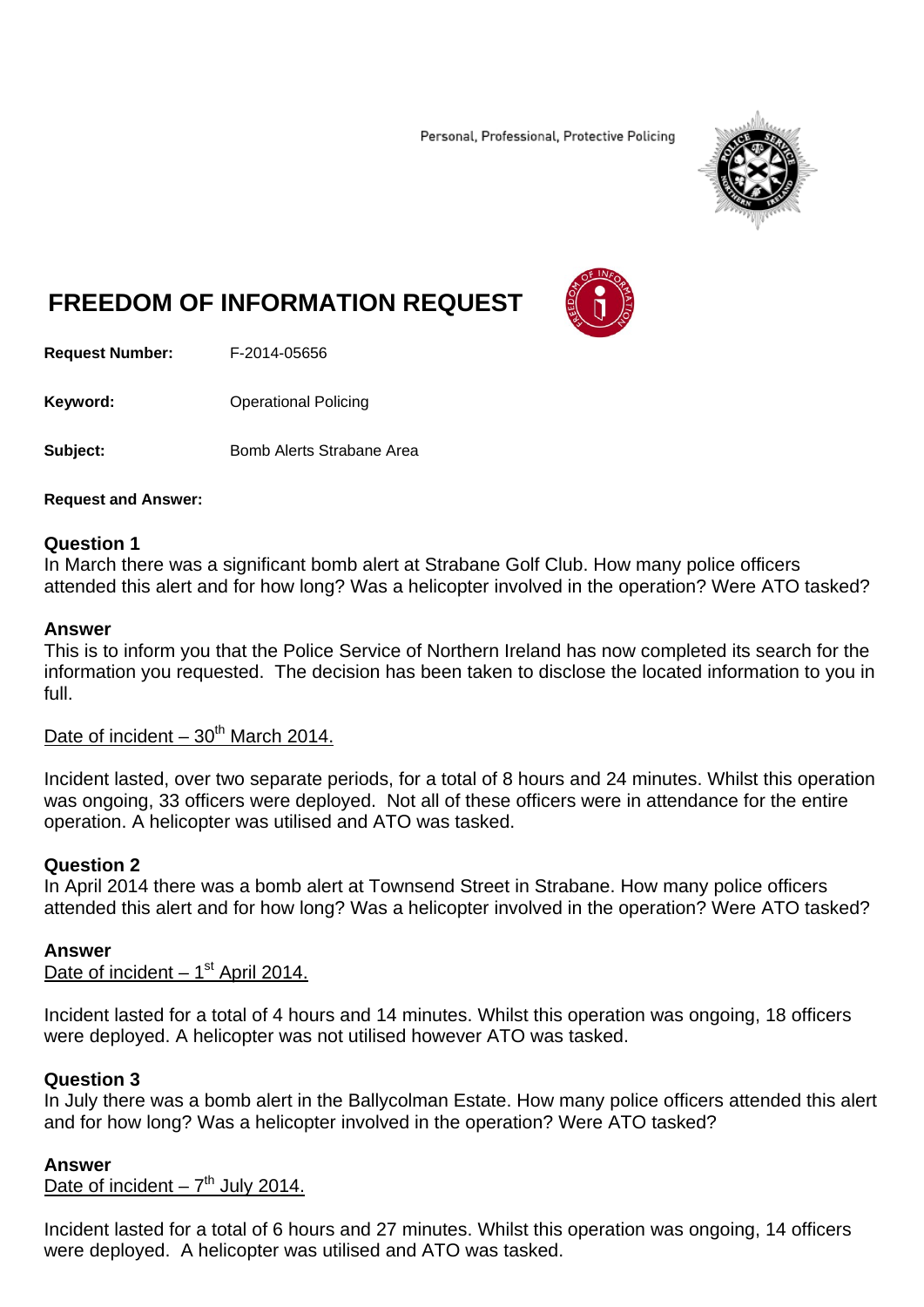Personal, Professional, Protective Policing

# FREEDOM OF INFORMATION REQUEST

**Request Number:** F-2014-05656

**Keyword:** Operational Policing

**Subject:** Bomb Alerts Strabane Area

**Request and Answer:**

**Question 1**
In March there was a significant bomb alert at Strabane Golf Club. How many police officers attended this alert and for how long? Was a helicopter involved in the operation? Were ATO tasked?

**Answer**
This is to inform you that the Police Service of Northern Ireland has now completed its search for the information you requested. The decision has been taken to disclose the located information to you in full.

Date of incident – 30th March 2014.

Incident lasted, over two separate periods, for a total of 8 hours and 24 minutes. Whilst this operation was ongoing, 33 officers were deployed. Not all of these officers were in attendance for the entire operation. A helicopter was utilised and ATO was tasked.

**Question 2**
In April 2014 there was a bomb alert at Townsend Street in Strabane. How many police officers attended this alert and for how long? Was a helicopter involved in the operation? Were ATO tasked?

**Answer**
Date of incident – 1st April 2014.

Incident lasted for a total of 4 hours and 14 minutes. Whilst this operation was ongoing, 18 officers were deployed. A helicopter was not utilised however ATO was tasked.

**Question 3**
In July there was a bomb alert in the Ballycolman Estate. How many police officers attended this alert and for how long? Was a helicopter involved in the operation? Were ATO tasked?

**Answer**
Date of incident – 7th July 2014.

Incident lasted for a total of 6 hours and 27 minutes. Whilst this operation was ongoing, 14 officers were deployed. A helicopter was utilised and ATO was tasked.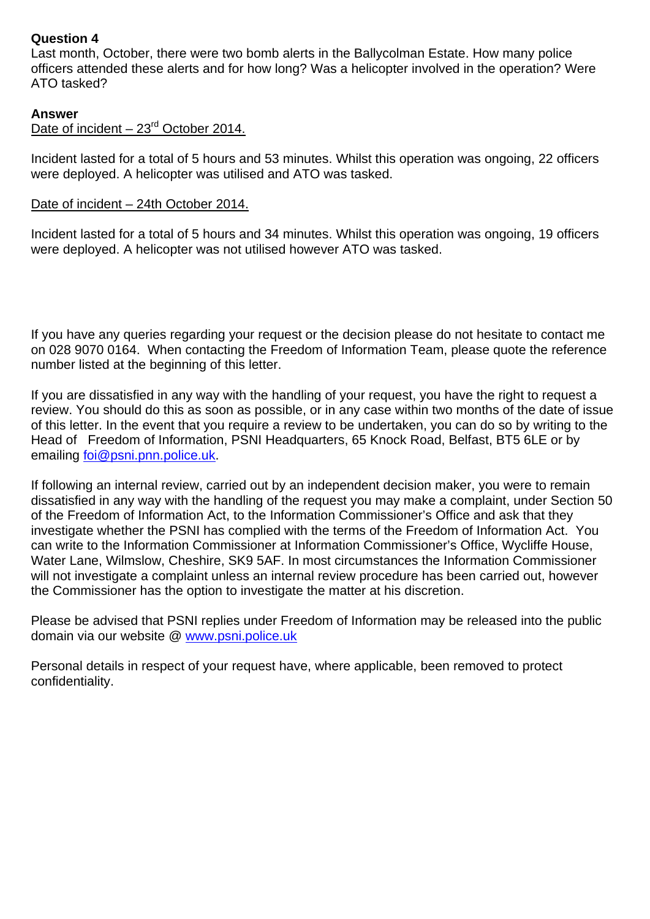**Question 4**
Last month, October, there were two bomb alerts in the Ballycolman Estate. How many police officers attended these alerts and for how long? Was a helicopter involved in the operation? Were ATO tasked?

**Answer**
Date of incident – 23rd October 2014.

Incident lasted for a total of 5 hours and 53 minutes. Whilst this operation was ongoing, 22 officers were deployed. A helicopter was utilised and ATO was tasked.

Date of incident – 24th October 2014.

Incident lasted for a total of 5 hours and 34 minutes. Whilst this operation was ongoing, 19 officers were deployed. A helicopter was not utilised however ATO was tasked.

If you have any queries regarding your request or the decision please do not hesitate to contact me on 028 9070 0164. When contacting the Freedom of Information Team, please quote the reference number listed at the beginning of this letter.

If you are dissatisfied in any way with the handling of your request, you have the right to request a review. You should do this as soon as possible, or in any case within two months of the date of issue of this letter. In the event that you require a review to be undertaken, you can do so by writing to the Head of Freedom of Information, PSNI Headquarters, 65 Knock Road, Belfast, BT5 6LE or by emailing foi@psni.pnn.police.uk.

If following an internal review, carried out by an independent decision maker, you were to remain dissatisfied in any way with the handling of the request you may make a complaint, under Section 50 of the Freedom of Information Act, to the Information Commissioner's Office and ask that they investigate whether the PSNI has complied with the terms of the Freedom of Information Act. You can write to the Information Commissioner at Information Commissioner's Office, Wycliffe House, Water Lane, Wilmslow, Cheshire, SK9 5AF. In most circumstances the Information Commissioner will not investigate a complaint unless an internal review procedure has been carried out, however the Commissioner has the option to investigate the matter at his discretion.

Please be advised that PSNI replies under Freedom of Information may be released into the public domain via our website @ www.psni.police.uk

Personal details in respect of your request have, where applicable, been removed to protect confidentiality.